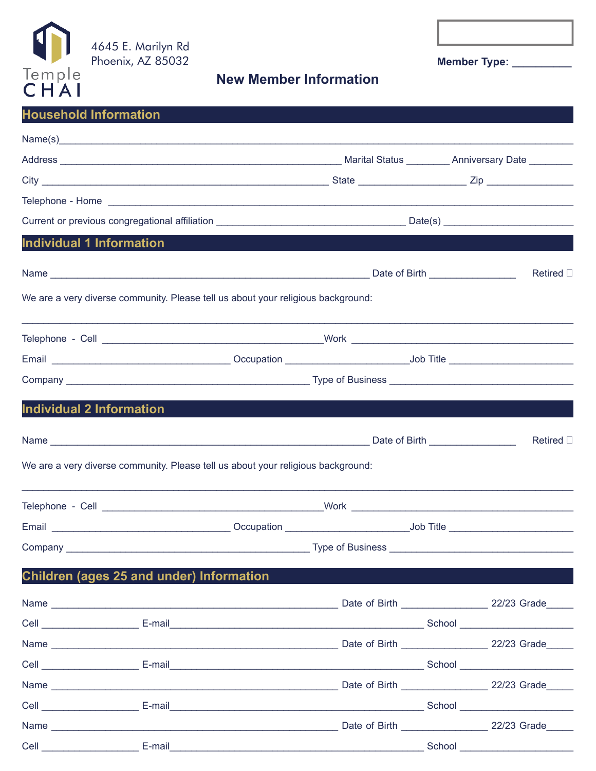Temple CHAI

4645 E. Marilyn Rd
Phoenix, AZ 85032

Member Type: __________

# New Member Information

## Household Information

Name(s)________________________________________________________________________________

Address ________________________________________________ Marital Status ________ Anniversary Date ________

City ______________________________________________ State ___________________ Zip _______________

Telephone - Home ________________________________________________________________________

Current or previous congregational affiliation _________________________________ Date(s) ______________________

## Individual 1 Information

Name ______________________________________________________ Date of Birth _______________ Retired ☐

We are a very diverse community. Please tell us about your religious background:

________________________________________________________________________________________

Telephone - Cell ______________________________________Work ________________________________________

Email _______________________________ Occupation _____________________Job Title ______________________

Company __________________________________________ Type of Business ________________________________

## Individual 2 Information

Name ______________________________________________________ Date of Birth _______________ Retired ☐

We are a very diverse community. Please tell us about your religious background:

________________________________________________________________________________________

Telephone - Cell ______________________________________Work ________________________________________

Email _______________________________ Occupation _____________________Job Title ______________________

Company __________________________________________ Type of Business ________________________________

## Children (ages 25 and under) Information

Name _________________________________________________ Date of Birth _______________ 22/23 Grade_____

Cell _________________ E-mail____________________________________________ School ____________________

Name _________________________________________________ Date of Birth _______________ 22/23 Grade_____

Cell _________________ E-mail____________________________________________ School ____________________

Name _________________________________________________ Date of Birth _______________ 22/23 Grade_____

Cell _________________ E-mail____________________________________________ School ____________________

Name _________________________________________________ Date of Birth _______________ 22/23 Grade_____

Cell _________________ E-mail____________________________________________ School ____________________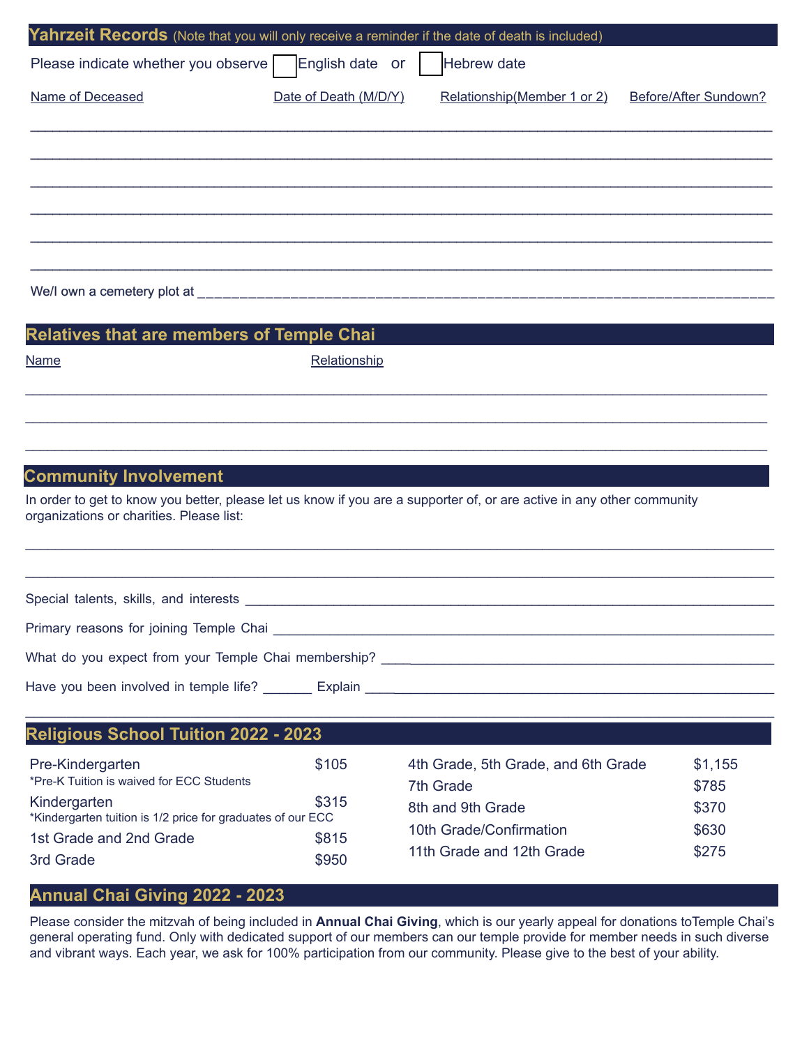## Yahrzeit Records (Note that you will only receive a reminder if the date of death is included)

Please indicate whether you observe ☐ English date or ☐ Hebrew date

| Name of Deceased | Date of Death (M/D/Y) | Relationship(Member 1 or 2) | Before/After Sundown? |
|---|---|---|---|
| | | | |
| | | | |
| | | | |
| | | | |
| | | | |
| | | | |

We/I own a cemetery plot at ______________________________________________

## Relatives that are members of Temple Chai

| Name | Relationship |
|---|---|
| | |
| | |
| | |

## Community Involvement

In order to get to know you better, please let us know if you are a supporter of, or are active in any other community organizations or charities. Please list:

______________________________________________

______________________________________________

Special talents, skills, and interests ______________________________________________

Primary reasons for joining Temple Chai ______________________________________________

What do you expect from your Temple Chai membership? ______________________________________________

Have you been involved in temple life? _______ Explain ______________________________________________

______________________________________________

## Religious School Tuition 2022 - 2023

| Grade | Tuition |
|---|---|
| Pre-Kindergarten<br>*Pre-K Tuition is waived for ECC Students | $105 |
| Kindergarten<br>*Kindergarten tuition is 1/2 price for graduates of our ECC | $315 |
| 1st Grade and 2nd Grade | $815 |
| 3rd Grade | $950 |
| 4th Grade, 5th Grade, and 6th Grade | $1,155 |
| 7th Grade | $785 |
| 8th and 9th Grade | $370 |
| 10th Grade/Confirmation | $630 |
| 11th Grade and 12th Grade | $275 |

## Annual Chai Giving 2022 - 2023

Please consider the mitzvah of being included in **Annual Chai Giving**, which is our yearly appeal for donations toTemple Chai's general operating fund. Only with dedicated support of our members can our temple provide for member needs in such diverse and vibrant ways. Each year, we ask for 100% participation from our community. Please give to the best of your ability.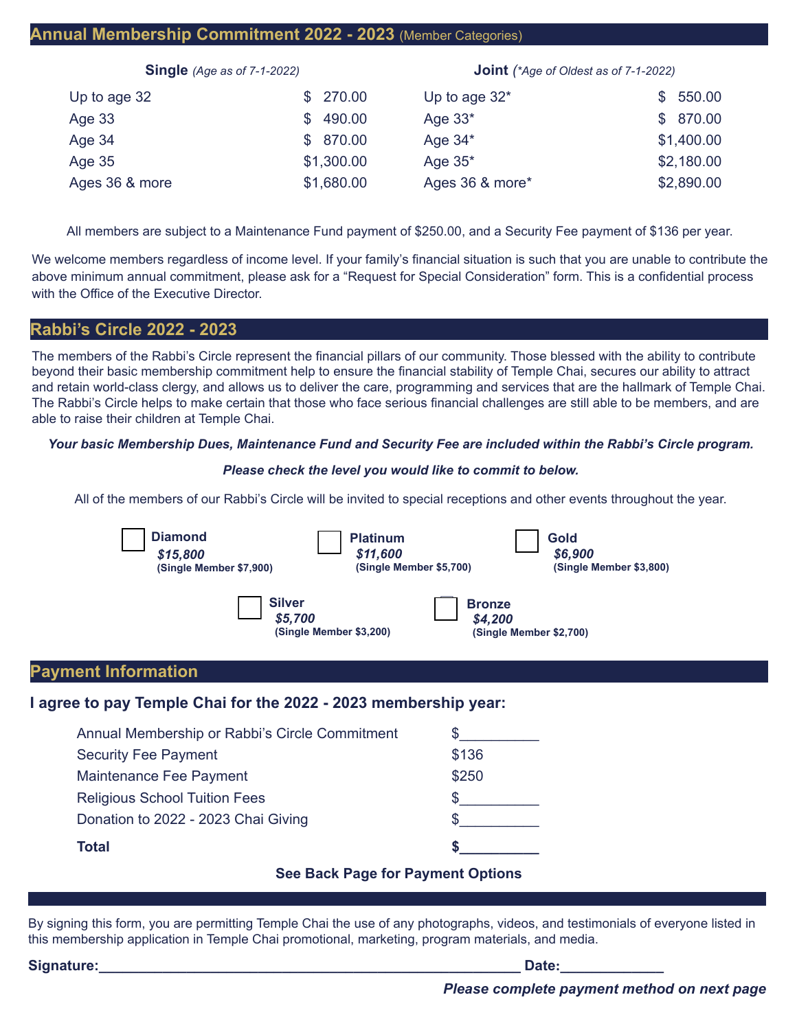## Annual Membership Commitment 2022 - 2023 (Member Categories)

| **Single** *(Age as of 7-1-2022)* | | **Joint** *(\*Age of Oldest as of 7-1-2022)* | |
|---|---|---|---|
| Up to age 32 | $ 270.00 | Up to age 32* | $ 550.00 |
| Age 33 | $ 490.00 | Age 33* | $ 870.00 |
| Age 34 | $ 870.00 | Age 34* | $1,400.00 |
| Age 35 | $1,300.00 | Age 35* | $2,180.00 |
| Ages 36 & more | $1,680.00 | Ages 36 & more* | $2,890.00 |

All members are subject to a Maintenance Fund payment of $250.00, and a Security Fee payment of $136 per year.

We welcome members regardless of income level. If your family's financial situation is such that you are unable to contribute the above minimum annual commitment, please ask for a "Request for Special Consideration" form. This is a confidential process with the Office of the Executive Director.

## Rabbi's Circle 2022 - 2023

The members of the Rabbi's Circle represent the financial pillars of our community. Those blessed with the ability to contribute beyond their basic membership commitment help to ensure the financial stability of Temple Chai, secures our ability to attract and retain world-class clergy, and allows us to deliver the care, programming and services that are the hallmark of Temple Chai. The Rabbi's Circle helps to make certain that those who face serious financial challenges are still able to be members, and are able to raise their children at Temple Chai.

***Your basic Membership Dues, Maintenance Fund and Security Fee are included within the Rabbi's Circle program.***

***Please check the level you would like to commit to below.***

All of the members of our Rabbi's Circle will be invited to special receptions and other events throughout the year.

- ☐ **Diamond** ***$15,800*** **(Single Member $7,900)**
- ☐ **Platinum** ***$11,600*** **(Single Member $5,700)**
- ☐ **Gold** ***$6,900*** **(Single Member $3,800)**
- ☐ **Silver** ***$5,700*** **(Single Member $3,200)**
- ☐ **Bronze** ***$4,200*** **(Single Member $2,700)**

## Payment Information

### I agree to pay Temple Chai for the 2022 - 2023 membership year:

| | |
|---|---|
| Annual Membership or Rabbi's Circle Commitment | $__________ |
| Security Fee Payment | $136 |
| Maintenance Fee Payment | $250 |
| Religious School Tuition Fees | $__________ |
| Donation to 2022 - 2023 Chai Giving | $__________ |
| **Total** | **$__________** |

**See Back Page for Payment Options**

By signing this form, you are permitting Temple Chai the use of any photographs, videos, and testimonials of everyone listed in this membership application in Temple Chai promotional, marketing, program materials, and media.

**Signature:**______________________________________________ **Date:**_____________

***Please complete payment method on next page***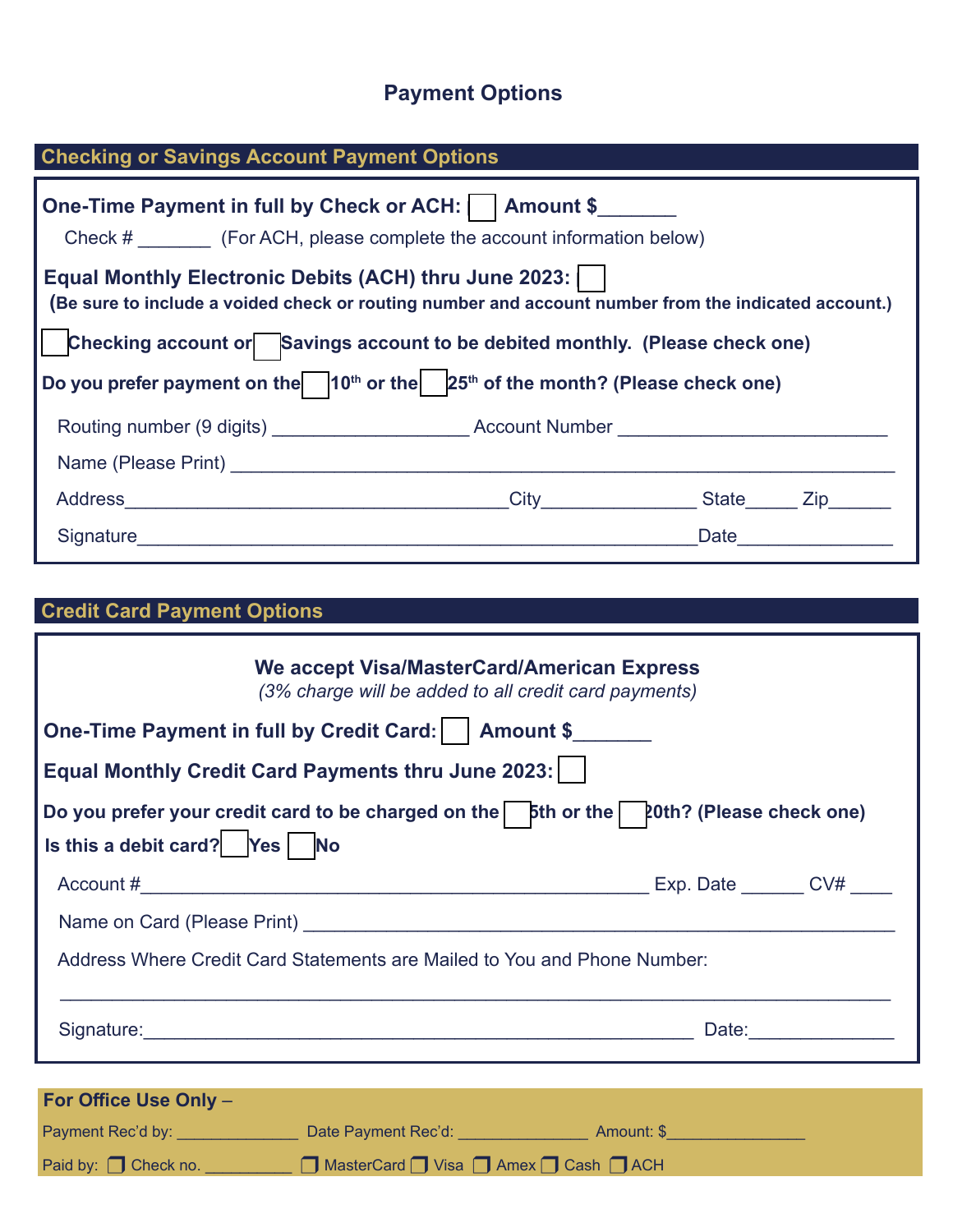# Payment Options

## Checking or Savings Account Payment Options

**One-Time Payment in full by Check or ACH:** ☐ **Amount $_______**

Check # _______ (For ACH, please complete the account information below)

**Equal Monthly Electronic Debits (ACH) thru June 2023:** ☐

**(Be sure to include a voided check or routing number and account number from the indicated account.)**

☐ **Checking account or** ☐ **Savings account to be debited monthly. (Please check one)**

**Do you prefer payment on the** ☐ **10th or the** ☐ **25th of the month? (Please check one)**

Routing number (9 digits) __________________ Account Number _________________________

Name (Please Print) ______________________________________________________________

Address____________________________________City_______________ State_____ Zip______

Signature_____________________________________________________Date_______________

## Credit Card Payment Options

**We accept Visa/MasterCard/American Express**

*(3% charge will be added to all credit card payments)*

**One-Time Payment in full by Credit Card:** ☐ **Amount $_______**

**Equal Monthly Credit Card Payments thru June 2023:** ☐

**Do you prefer your credit card to be charged on the** ☐ **5th or the** ☐ **20th? (Please check one)**

**Is this a debit card?** ☐ **Yes** ☐ **No**

Account #__________________________________________________ Exp. Date ______ CV# ____

Name on Card (Please Print) ______________________________________________________

Address Where Credit Card Statements are Mailed to You and Phone Number:

_____________________________________________________________________________

Signature:______________________________________________________ Date:______________

**For Office Use Only** –

Payment Rec'd by: ______________ Date Payment Rec'd: _______________ Amount: $________________

Paid by: ☐ Check no. __________ ☐ MasterCard ☐ Visa ☐ Amex ☐ Cash ☐ ACH